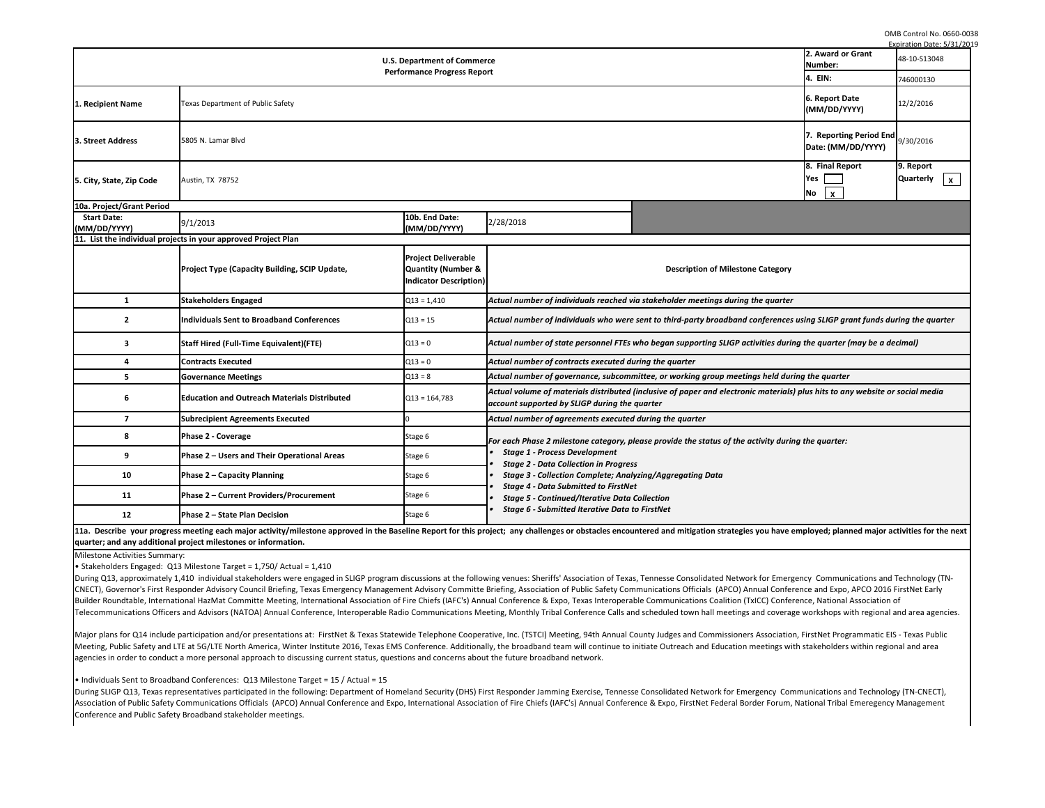OMB Control No. 0660-0038
Expiration Date: 5/31/2019

| U.S. Department of Commerce Performance Progress Report | | 2. Award or Grant Number: | 48-10-S13048 |
|---|---|---|---|
| | | 4. EIN: | 746000130 |
| 1. Recipient Name | Texas Department of Public Safety | 6. Report Date (MM/DD/YYYY) | 12/2/2016 |
| 3. Street Address | 5805 N. Lamar Blvd | 7. Reporting Period End Date: (MM/DD/YYYY) | 9/30/2016 |
| 5. City, State, Zip Code | Austin, TX 78752 | 8. Final Report Yes [ ] No [x] | 9. Report Quarterly [x] |

**10a. Project/Grant Period**

| Start Date: (MM/DD/YYYY) | 9/1/2013 | 10b. End Date: (MM/DD/YYYY) | 2/28/2018 |
|---|---|---|---|

**11. List the individual projects in your approved Project Plan**

| | Project Type (Capacity Building, SCIP Update, | Project Deliverable Quantity (Number & Indicator Description) | Description of Milestone Category |
|---|---|---|---|
| 1 | Stakeholders Engaged | Q13 = 1,410 | *Actual number of individuals reached via stakeholder meetings during the quarter* |
| 2 | Individuals Sent to Broadband Conferences | Q13 = 15 | *Actual number of individuals who were sent to third-party broadband conferences using SLIGP grant funds during the quarter* |
| 3 | Staff Hired (Full-Time Equivalent)(FTE) | Q13 = 0 | *Actual number of state personnel FTEs who began supporting SLIGP activities during the quarter (may be a decimal)* |
| 4 | Contracts Executed | Q13 = 0 | *Actual number of contracts executed during the quarter* |
| 5 | Governance Meetings | Q13 = 8 | *Actual number of governance, subcommittee, or working group meetings held during the quarter* |
| 6 | Education and Outreach Materials Distributed | Q13 = 164,783 | *Actual volume of materials distributed (inclusive of paper and electronic materials) plus hits to any website or social media account supported by SLIGP during the quarter* |
| 7 | Subrecipient Agreements Executed | 0 | *Actual number of agreements executed during the quarter* |
| 8 | Phase 2 - Coverage | Stage 6 | *For each Phase 2 milestone category, please provide the status of the activity during the quarter:* • *Stage 1 - Process Development* • *Stage 2 - Data Collection in Progress* • *Stage 3 - Collection Complete; Analyzing/Aggregating Data* • *Stage 4 - Data Submitted to FirstNet* • *Stage 5 - Continued/Iterative Data Collection* • *Stage 6 - Submitted Iterative Data to FirstNet* |
| 9 | Phase 2 – Users and Their Operational Areas | Stage 6 | |
| 10 | Phase 2 – Capacity Planning | Stage 6 | |
| 11 | Phase 2 – Current Providers/Procurement | Stage 6 | |
| 12 | Phase 2 – State Plan Decision | Stage 6 | |

**11a. Describe your progress meeting each major activity/milestone approved in the Baseline Report for this project; any challenges or obstacles encountered and mitigation strategies you have employed; planned major activities for the next quarter; and any additional project milestones or information.**

Milestone Activities Summary:

• Stakeholders Engaged: Q13 Milestone Target = 1,750/ Actual = 1,410

During Q13, approximately 1,410 individual stakeholders were engaged in SLIGP program discussions at the following venues: Sheriffs' Association of Texas, Tennesse Consolidated Network for Emergency Communications and Technology (TN-CNECT), Governor's First Responder Advisory Council Briefing, Texas Emergency Management Advisory Committe Briefing, Association of Public Safety Communications Officials (APCO) Annual Conference and Expo, APCO 2016 FirstNet Early Builder Roundtable, International HazMat Committe Meeting, International Association of Fire Chiefs (IAFC's) Annual Conference & Expo, Texas Interoperable Communications Coalition (TxICC) Conference, National Association of Telecommunications Officers and Advisors (NATOA) Annual Conference, Interoperable Radio Communications Meeting, Monthly Tribal Conference Calls and scheduled town hall meetings and coverage workshops with regional and area agencies.

Major plans for Q14 include participation and/or presentations at: FirstNet & Texas Statewide Telephone Cooperative, Inc. (TSTCI) Meeting, 94th Annual County Judges and Commissioners Association, FirstNet Programmatic EIS - Texas Public Meeting, Public Safety and LTE at 5G/LTE North America, Winter Institute 2016, Texas EMS Conference. Additionally, the broadband team will continue to initiate Outreach and Education meetings with stakeholders within regional and area agencies in order to conduct a more personal approach to discussing current status, questions and concerns about the future broadband network.

• Individuals Sent to Broadband Conferences: Q13 Milestone Target = 15 / Actual = 15

During SLIGP Q13, Texas representatives participated in the following: Department of Homeland Security (DHS) First Responder Jamming Exercise, Tennesse Consolidated Network for Emergency Communications and Technology (TN-CNECT), Association of Public Safety Communications Officials (APCO) Annual Conference and Expo, International Association of Fire Chiefs (IAFC's) Annual Conference & Expo, FirstNet Federal Border Forum, National Tribal Emeregency Management Conference and Public Safety Broadband stakeholder meetings.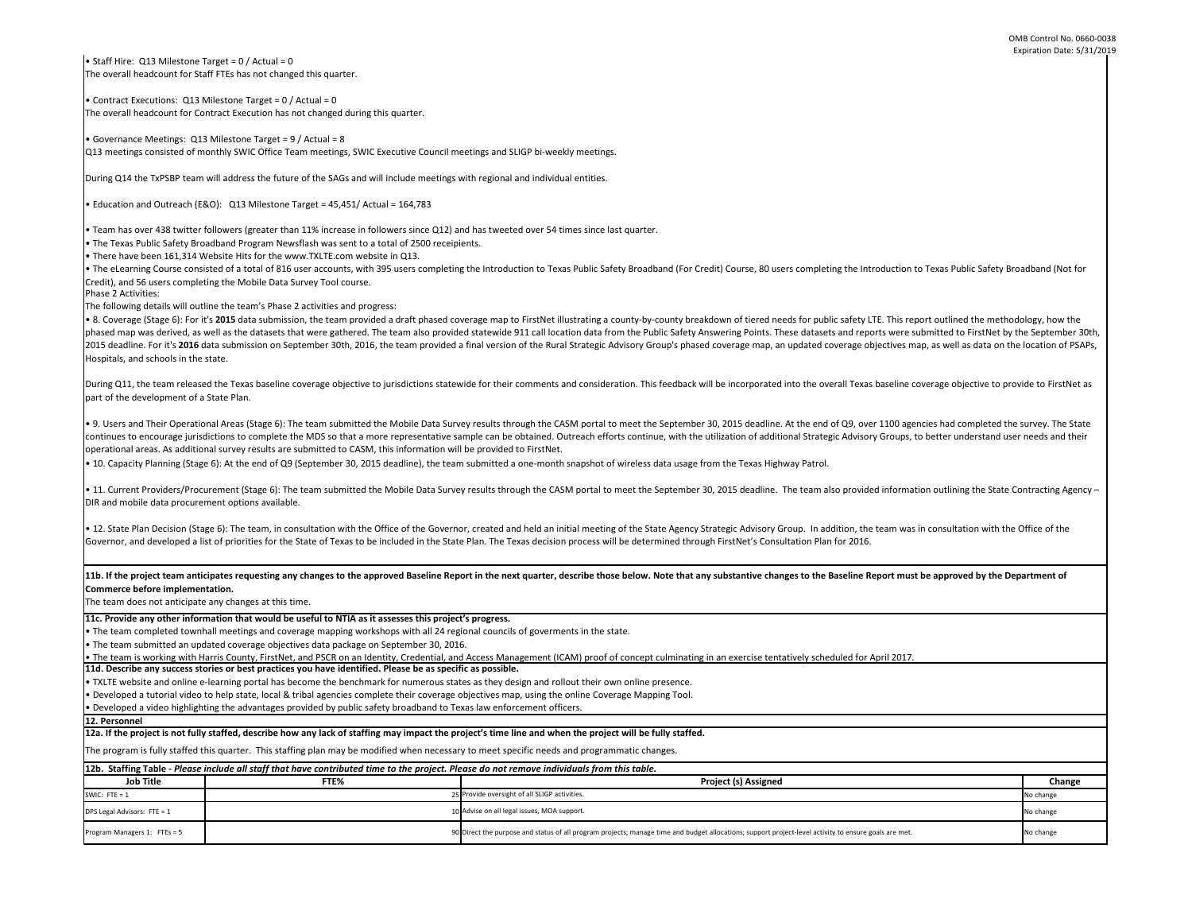• Staff Hire: Q13 Milestone Target = 0 / Actual = 0
The overall headcount for Staff FTEs has not changed this quarter.

• Contract Executions: Q13 Milestone Target = 0 / Actual = 0
The overall headcount for Contract Execution has not changed during this quarter.

• Governance Meetings: Q13 Milestone Target = 9 / Actual = 8
Q13 meetings consisted of monthly SWIC Office Team meetings, SWIC Executive Council meetings and SLIGP bi-weekly meetings.

During Q14 the TxPSBP team will address the future of the SAGs and will include meetings with regional and individual entities.

• Education and Outreach (E&O): Q13 Milestone Target = 45,451/ Actual = 164,783

• Team has over 438 twitter followers (greater than 11% increase in followers since Q12) and has tweeted over 54 times since last quarter.
• The Texas Public Safety Broadband Program Newsflash was sent to a total of 2500 receipients.
• There have been 161,314 Website Hits for the www.TXLTE.com website in Q13.
• The eLearning Course consisted of a total of 816 user accounts, with 395 users completing the Introduction to Texas Public Safety Broadband (For Credit) Course, 80 users completing the Introduction to Texas Public Safety Broadband (Not for Credit), and 56 users completing the Mobile Data Survey Tool course.
Phase 2 Activities:
The following details will outline the team's Phase 2 activities and progress:
• 8. Coverage (Stage 6): For it's **2015** data submission, the team provided a draft phased coverage map to FirstNet illustrating a county-by-county breakdown of tiered needs for public safety LTE. This report outlined the methodology, how the phased map was derived, as well as the datasets that were gathered. The team also provided statewide 911 call location data from the Public Safety Answering Points. These datasets and reports were submitted to FirstNet by the September 30th, 2015 deadline. For it's **2016** data submission on September 30th, 2016, the team provided a final version of the Rural Strategic Advisory Group's phased coverage map, an updated coverage objectives map, as well as data on the location of PSAPs, Hospitals, and schools in the state.

During Q11, the team released the Texas baseline coverage objective to jurisdictions statewide for their comments and consideration. This feedback will be incorporated into the overall Texas baseline coverage objective to provide to FirstNet as part of the development of a State Plan.

• 9. Users and Their Operational Areas (Stage 6): The team submitted the Mobile Data Survey results through the CASM portal to meet the September 30, 2015 deadline. At the end of Q9, over 1100 agencies had completed the survey. The State continues to encourage jurisdictions to complete the MDS so that a more representative sample can be obtained. Outreach efforts continue, with the utilization of additional Strategic Advisory Groups, to better understand user needs and their operational areas. As additional survey results are submitted to CASM, this information will be provided to FirstNet.
• 10. Capacity Planning (Stage 6): At the end of Q9 (September 30, 2015 deadline), the team submitted a one-month snapshot of wireless data usage from the Texas Highway Patrol.

• 11. Current Providers/Procurement (Stage 6): The team submitted the Mobile Data Survey results through the CASM portal to meet the September 30, 2015 deadline. The team also provided information outlining the State Contracting Agency – DIR and mobile data procurement options available.

• 12. State Plan Decision (Stage 6): The team, in consultation with the Office of the Governor, created and held an initial meeting of the State Agency Strategic Advisory Group. In addition, the team was in consultation with the Office of the Governor, and developed a list of priorities for the State of Texas to be included in the State Plan. The Texas decision process will be determined through FirstNet's Consultation Plan for 2016.

**11b. If the project team anticipates requesting any changes to the approved Baseline Report in the next quarter, describe those below. Note that any substantive changes to the Baseline Report must be approved by the Department of Commerce before implementation.**

The team does not anticipate any changes at this time.

**11c. Provide any other information that would be useful to NTIA as it assesses this project's progress.**

• The team completed townhall meetings and coverage mapping workshops with all 24 regional councils of goverments in the state.
• The team submitted an updated coverage objectives data package on September 30, 2016.
• The team is working with Harris County, FirstNet, and PSCR on an Identity, Credential, and Access Management (ICAM) proof of concept culminating in an exercise tentatively scheduled for April 2017.

**11d. Describe any success stories or best practices you have identified. Please be as specific as possible.**

• TXLTE website and online e-learning portal has become the benchmark for numerous states as they design and rollout their own online presence.
• Developed a tutorial video to help state, local & tribal agencies complete their coverage objectives map, using the online Coverage Mapping Tool.
• Developed a video highlighting the advantages provided by public safety broadband to Texas law enforcement officers.

**12. Personnel**

**12a. If the project is not fully staffed, describe how any lack of staffing may impact the project's time line and when the project will be fully staffed.**

The program is fully staffed this quarter. This staffing plan may be modified when necessary to meet specific needs and programmatic changes.

**12b. Staffing Table -** ***Please include all staff that have contributed time to the project. Please do not remove individuals from this table.***

| Job Title | FTE% | Project (s) Assigned | Change |
|---|---|---|---|
| SWIC: FTE = 1 | 25 | Provide oversight of all SLIGP activities. | No change |
| DPS Legal Advisors: FTE = 1 | 10 | Advise on all legal issues, MOA support. | No change |
| Program Managers 1: FTEs = 5 | 90 | Direct the purpose and status of all program projects; manage time and budget allocations; support project-level activity to ensure goals are met. | No change |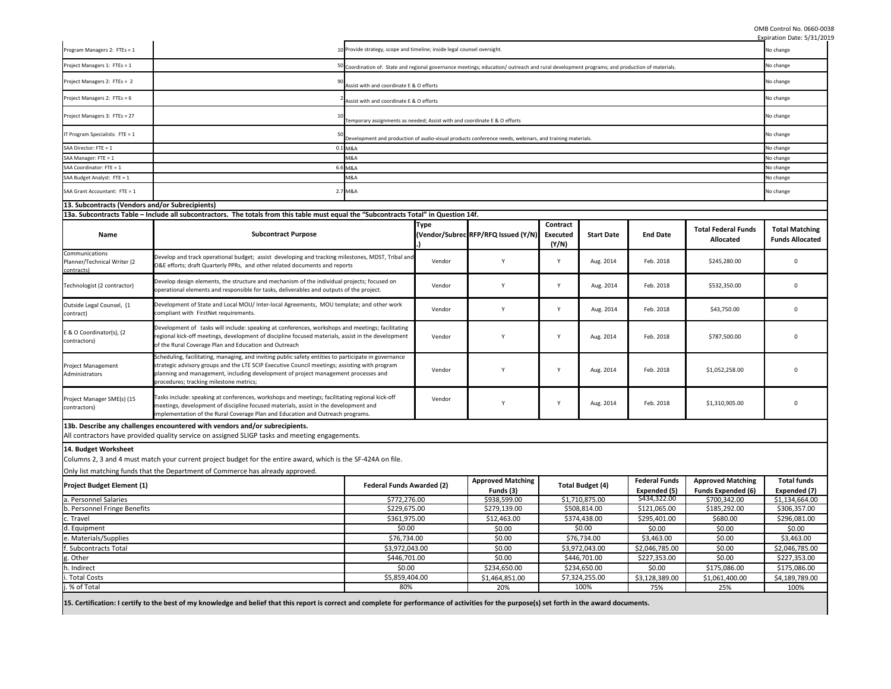| | | | |
|---|---|---|---|
| Program Managers 2: FTEs = 1 | 10 | Provide strategy, scope and timeline; inside legal counsel oversight. | No change |
| Project Managers 1: FTEs = 1 | 50 | Coordination of: State and regional governance meetings; education/ outreach and rural development programs; and production of materials. | No change |
| Project Managers 2: FTEs = 2 | 90 | Assist with and coordinate E & O efforts | No change |
| Project Managers 2: FTEs = 6 | 2 | Assist with and coordinate E & O efforts | No change |
| Project Managers 3: FTEs = 27 | 10 | Temporary assignments as needed; Assist with and coordinate E & O efforts | No change |
| IT Program Specialists: FTE = 1 | 50 | Development and production of audio-visual products conference needs, webinars, and training materials. | No change |
| SAA Director: FTE = 1 | 0.1 | M&A | No change |
| SAA Manager: FTE = 1 | | M&A | No change |
| SAA Coordinator: FTE = 1 | 6.6 | M&A | No change |
| SAA Budget Analyst: FTE = 1 | | M&A | No change |
| SAA Grant Accountant: FTE = 1 | 2.7 | M&A | No change |

**13. Subcontracts (Vendors and/or Subrecipients)**

**13a. Subcontracts Table – Include all subcontractors. The totals from this table must equal the "Subcontracts Total" in Question 14f.**

| Name | Subcontract Purpose | Type (Vendor/Subrec.) | RFP/RFQ Issued (Y/N) | Contract Executed (Y/N) | Start Date | End Date | Total Federal Funds Allocated | Total Matching Funds Allocated |
|---|---|---|---|---|---|---|---|---|
| Communications Planner/Technical Writer (2 contracts) | Develop and track operational budget; assist developing and tracking milestones, MDST, Tribal and O&E efforts; draft Quarterly PPRs, and other related documents and reports | Vendor | Y | Y | Aug. 2014 | Feb. 2018 | $245,280.00 | 0 |
| Technologist (2 contractor) | Develop design elements, the structure and mechanism of the individual projects; focused on operational elements and responsible for tasks, deliverables and outputs of the project. | Vendor | Y | Y | Aug. 2014 | Feb. 2018 | $532,350.00 | 0 |
| Outside Legal Counsel, (1 contract) | Development of State and Local MOU/ Inter-local Agreements, MOU template; and other work compliant with FirstNet requirements. | Vendor | Y | Y | Aug. 2014 | Feb. 2018 | $43,750.00 | 0 |
| E & O Coordinator(s), (2 contractors) | Development of tasks will include: speaking at conferences, workshops and meetings; facilitating regional kick-off meetings, development of discipline focused materials, assist in the development of the Rural Coverage Plan and Education and Outreach | Vendor | Y | Y | Aug. 2014 | Feb. 2018 | $787,500.00 | 0 |
| Project Management Administrators | Scheduling, facilitating, managing, and inviting public safety entities to participate in governance strategic advisory groups and the LTE SCIP Executive Council meetings; assisting with program planning and management, including development of project management processes and procedures; tracking milestone metrics; | Vendor | Y | Y | Aug. 2014 | Feb. 2018 | $1,052,258.00 | 0 |
| Project Manager SME(s) (15 contractors) | Tasks include: speaking at conferences, workshops and meetings; facilitating regional kick-off meetings, development of discipline focused materials, assist in the development and implementation of the Rural Coverage Plan and Education and Outreach programs. | Vendor | Y | Y | Aug. 2014 | Feb. 2018 | $1,310,905.00 | 0 |

**13b. Describe any challenges encountered with vendors and/or subrecipients.**

All contractors have provided quality service on assigned SLIGP tasks and meeting engagements.

**14. Budget Worksheet**

Columns 2, 3 and 4 must match your current project budget for the entire award, which is the SF-424A on file.

Only list matching funds that the Department of Commerce has already approved.

| Project Budget Element (1) | Federal Funds Awarded (2) | Approved Matching Funds (3) | Total Budget (4) | Federal Funds Expended (5) | Approved Matching Funds Expended (6) | Total funds Expended (7) |
|---|---|---|---|---|---|---|
| a. Personnel Salaries | $772,276.00 | $938,599.00 | $1,710,875.00 | $434,322.00 | $700,342.00 | $1,134,664.00 |
| b. Personnel Fringe Benefits | $229,675.00 | $279,139.00 | $508,814.00 | $121,065.00 | $185,292.00 | $306,357.00 |
| c. Travel | $361,975.00 | $12,463.00 | $374,438.00 | $295,401.00 | $680.00 | $296,081.00 |
| d. Equipment | $0.00 | $0.00 | $0.00 | $0.00 | $0.00 | $0.00 |
| e. Materials/Supplies | $76,734.00 | $0.00 | $76,734.00 | $3,463.00 | $0.00 | $3,463.00 |
| f. Subcontracts Total | $3,972,043.00 | $0.00 | $3,972,043.00 | $2,046,785.00 | $0.00 | $2,046,785.00 |
| g. Other | $446,701.00 | $0.00 | $446,701.00 | $227,353.00 | $0.00 | $227,353.00 |
| h. Indirect | $0.00 | $234,650.00 | $234,650.00 | $0.00 | $175,086.00 | $175,086.00 |
| i. Total Costs | $5,859,404.00 | $1,464,851.00 | $7,324,255.00 | $3,128,389.00 | $1,061,400.00 | $4,189,789.00 |
| j. % of Total | 80% | 20% | 100% | 75% | 25% | 100% |

**15. Certification: I certify to the best of my knowledge and belief that this report is correct and complete for performance of activities for the purpose(s) set forth in the award documents.**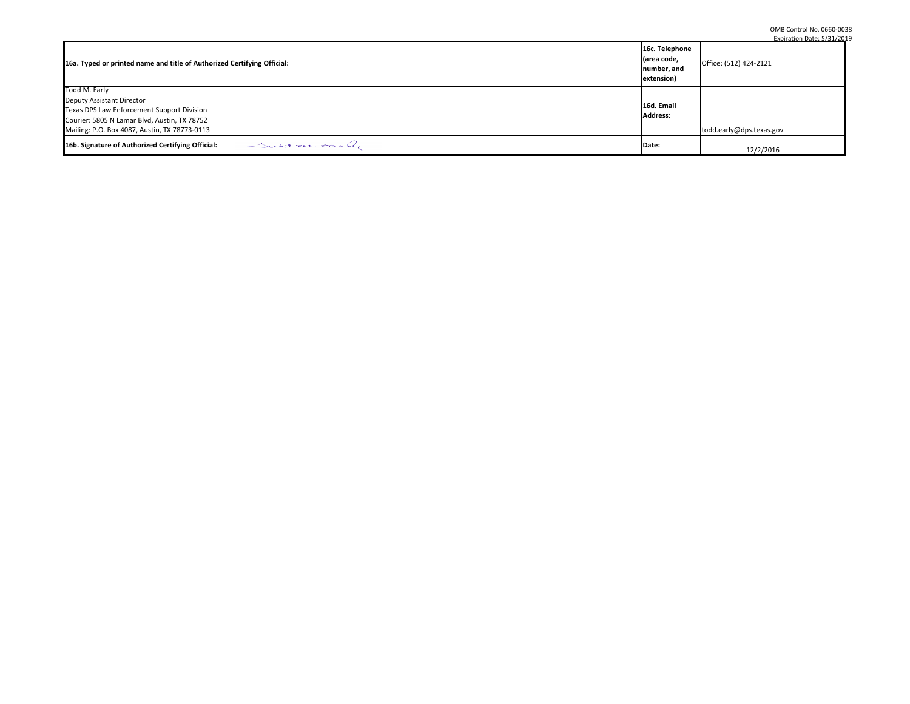OMB Control No. 0660-0038
Expiration Date: 5/31/2019

| | | | |
|---|---|---|---|
| **16a. Typed or printed name and title of Authorized Certifying Official:** | | **16c. Telephone (area code, number, and extension)** | Office: (512) 424-2121 |
| Todd M. Early<br>Deputy Assistant Director<br>Texas DPS Law Enforcement Support Division<br>Courier: 5805 N Lamar Blvd, Austin, TX 78752<br>Mailing: P.O. Box 4087, Austin, TX 78773-0113 | | **16d. Email Address:** | todd.early@dps.texas.gov |
| **16b. Signature of Authorized Certifying Official:** | Todd M. Early | **Date:** | 12/2/2016 |